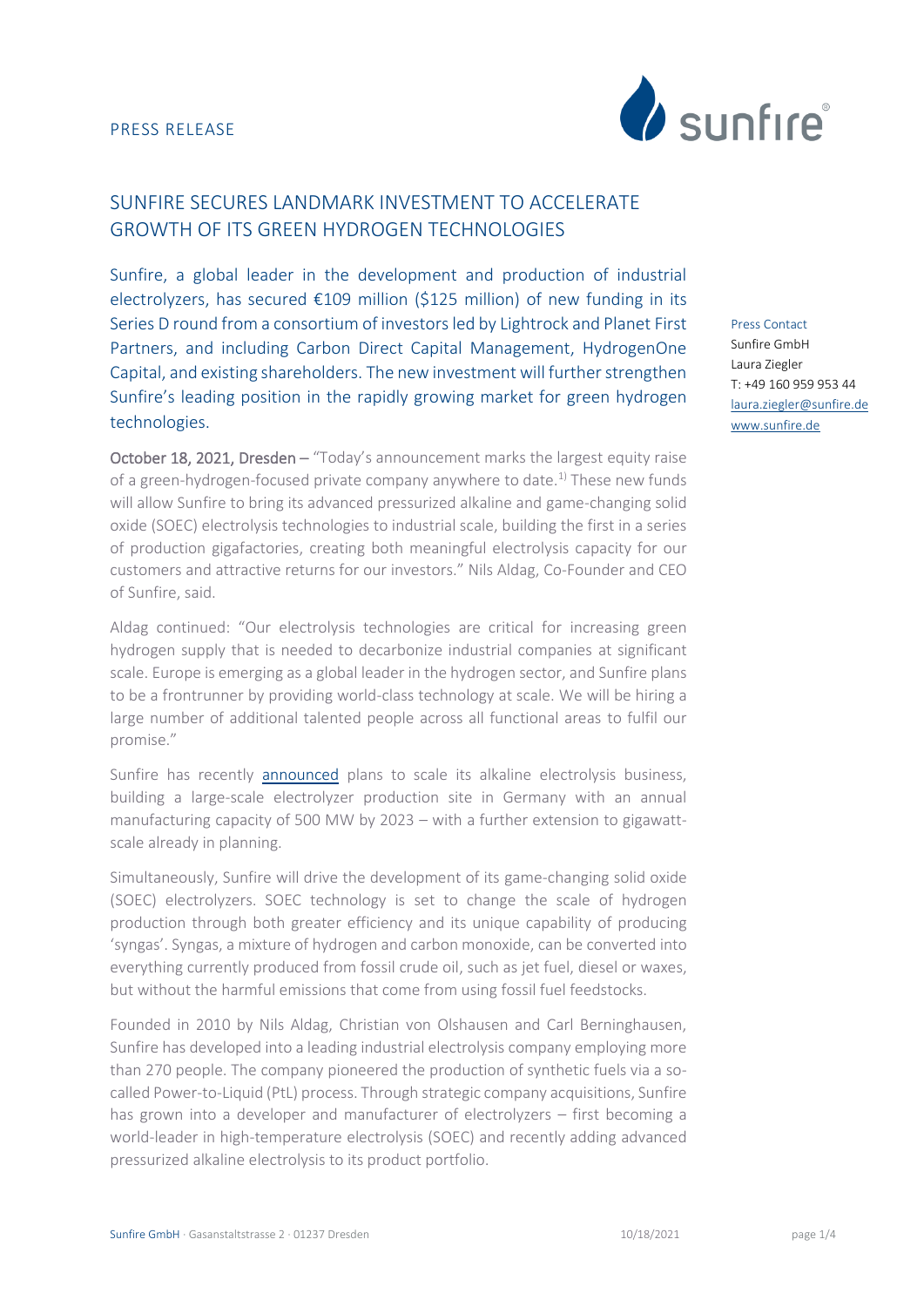PRESS RELEASE

# SUNFIRE SECURES LANDMARK INVESTMENT TO ACCELERATE GROWTH OF ITS GREEN HYDROGEN TECHNOLOGIES

Sunfire, a global leader in the development and production of industrial electrolyzers, has secured €109 million ($125 million) of new funding in its Series D round from a consortium of investors led by Lightrock and Planet First Partners, and including Carbon Direct Capital Management, HydrogenOne Capital, and existing shareholders. The new investment will further strengthen Sunfire's leading position in the rapidly growing market for green hydrogen technologies.

Press Contact
Sunfire GmbH
Laura Ziegler
T: +49 160 959 953 44
laura.ziegler@sunfire.de
www.sunfire.de

**October 18, 2021, Dresden** – "Today's announcement marks the largest equity raise of a green-hydrogen-focused private company anywhere to date.[1)] These new funds will allow Sunfire to bring its advanced pressurized alkaline and game-changing solid oxide (SOEC) electrolysis technologies to industrial scale, building the first in a series of production gigafactories, creating both meaningful electrolysis capacity for our customers and attractive returns for our investors." Nils Aldag, Co-Founder and CEO of Sunfire, said.

Aldag continued: "Our electrolysis technologies are critical for increasing green hydrogen supply that is needed to decarbonize industrial companies at significant scale. Europe is emerging as a global leader in the hydrogen sector, and Sunfire plans to be a frontrunner by providing world-class technology at scale. We will be hiring a large number of additional talented people across all functional areas to fulfil our promise."

Sunfire has recently announced plans to scale its alkaline electrolysis business, building a large-scale electrolyzer production site in Germany with an annual manufacturing capacity of 500 MW by 2023 – with a further extension to gigawatt-scale already in planning.

Simultaneously, Sunfire will drive the development of its game-changing solid oxide (SOEC) electrolyzers. SOEC technology is set to change the scale of hydrogen production through both greater efficiency and its unique capability of producing 'syngas'. Syngas, a mixture of hydrogen and carbon monoxide, can be converted into everything currently produced from fossil crude oil, such as jet fuel, diesel or waxes, but without the harmful emissions that come from using fossil fuel feedstocks.

Founded in 2010 by Nils Aldag, Christian von Olshausen and Carl Berninghausen, Sunfire has developed into a leading industrial electrolysis company employing more than 270 people. The company pioneered the production of synthetic fuels via a so-called Power-to-Liquid (PtL) process. Through strategic company acquisitions, Sunfire has grown into a developer and manufacturer of electrolyzers – first becoming a world-leader in high-temperature electrolysis (SOEC) and recently adding advanced pressurized alkaline electrolysis to its product portfolio.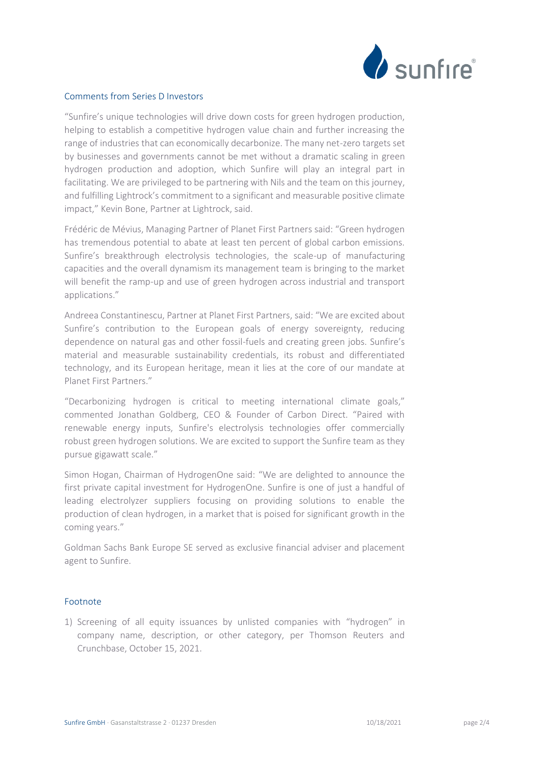## Comments from Series D Investors

“Sunfire’s unique technologies will drive down costs for green hydrogen production, helping to establish a competitive hydrogen value chain and further increasing the range of industries that can economically decarbonize. The many net-zero targets set by businesses and governments cannot be met without a dramatic scaling in green hydrogen production and adoption, which Sunfire will play an integral part in facilitating. We are privileged to be partnering with Nils and the team on this journey, and fulfilling Lightrock’s commitment to a significant and measurable positive climate impact,” Kevin Bone, Partner at Lightrock, said.

Frédéric de Mévius, Managing Partner of Planet First Partners said: “Green hydrogen has tremendous potential to abate at least ten percent of global carbon emissions. Sunfire’s breakthrough electrolysis technologies, the scale-up of manufacturing capacities and the overall dynamism its management team is bringing to the market will benefit the ramp-up and use of green hydrogen across industrial and transport applications.”

Andreea Constantinescu, Partner at Planet First Partners, said: “We are excited about Sunfire’s contribution to the European goals of energy sovereignty, reducing dependence on natural gas and other fossil-fuels and creating green jobs. Sunfire’s material and measurable sustainability credentials, its robust and differentiated technology, and its European heritage, mean it lies at the core of our mandate at Planet First Partners.”

“Decarbonizing hydrogen is critical to meeting international climate goals,” commented Jonathan Goldberg, CEO & Founder of Carbon Direct. “Paired with renewable energy inputs, Sunfire's electrolysis technologies offer commercially robust green hydrogen solutions. We are excited to support the Sunfire team as they pursue gigawatt scale.”

Simon Hogan, Chairman of HydrogenOne said: “We are delighted to announce the first private capital investment for HydrogenOne. Sunfire is one of just a handful of leading electrolyzer suppliers focusing on providing solutions to enable the production of clean hydrogen, in a market that is poised for significant growth in the coming years.”

Goldman Sachs Bank Europe SE served as exclusive financial adviser and placement agent to Sunfire.

## Footnote

1) Screening of all equity issuances by unlisted companies with “hydrogen” in company name, description, or other category, per Thomson Reuters and Crunchbase, October 15, 2021.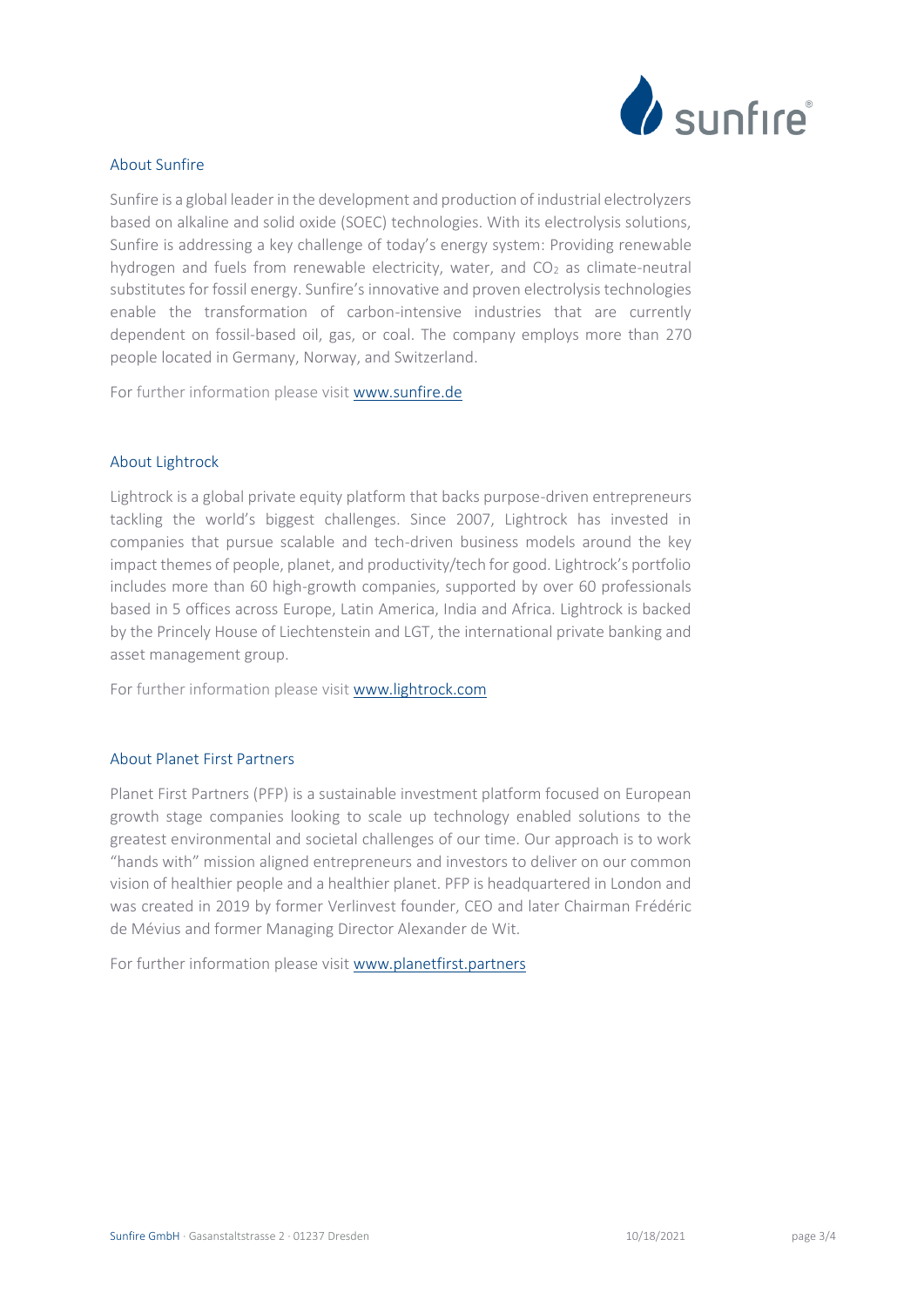## About Sunfire

Sunfire is a global leader in the development and production of industrial electrolyzers based on alkaline and solid oxide (SOEC) technologies. With its electrolysis solutions, Sunfire is addressing a key challenge of today's energy system: Providing renewable hydrogen and fuels from renewable electricity, water, and $CO_2$ as climate-neutral substitutes for fossil energy. Sunfire's innovative and proven electrolysis technologies enable the transformation of carbon-intensive industries that are currently dependent on fossil-based oil, gas, or coal. The company employs more than 270 people located in Germany, Norway, and Switzerland.

For further information please visit [www.sunfire.de](http://www.sunfire.de)

## About Lightrock

Lightrock is a global private equity platform that backs purpose-driven entrepreneurs tackling the world's biggest challenges. Since 2007, Lightrock has invested in companies that pursue scalable and tech-driven business models around the key impact themes of people, planet, and productivity/tech for good. Lightrock's portfolio includes more than 60 high-growth companies, supported by over 60 professionals based in 5 offices across Europe, Latin America, India and Africa. Lightrock is backed by the Princely House of Liechtenstein and LGT, the international private banking and asset management group.

For further information please visit [www.lightrock.com](http://www.lightrock.com)

## About Planet First Partners

Planet First Partners (PFP) is a sustainable investment platform focused on European growth stage companies looking to scale up technology enabled solutions to the greatest environmental and societal challenges of our time. Our approach is to work "hands with" mission aligned entrepreneurs and investors to deliver on our common vision of healthier people and a healthier planet. PFP is headquartered in London and was created in 2019 by former Verlinvest founder, CEO and later Chairman Frédéric de Mévius and former Managing Director Alexander de Wit.

For further information please visit [www.planetfirst.partners](http://www.planetfirst.partners)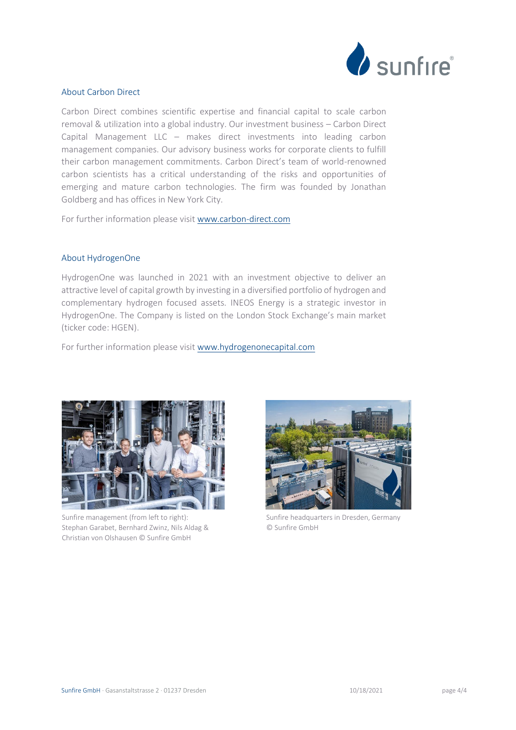## About Carbon Direct

Carbon Direct combines scientific expertise and financial capital to scale carbon removal & utilization into a global industry. Our investment business – Carbon Direct Capital Management LLC – makes direct investments into leading carbon management companies. Our advisory business works for corporate clients to fulfill their carbon management commitments. Carbon Direct's team of world-renowned carbon scientists has a critical understanding of the risks and opportunities of emerging and mature carbon technologies. The firm was founded by Jonathan Goldberg and has offices in New York City.

For further information please visit www.carbon-direct.com

## About HydrogenOne

HydrogenOne was launched in 2021 with an investment objective to deliver an attractive level of capital growth by investing in a diversified portfolio of hydrogen and complementary hydrogen focused assets. INEOS Energy is a strategic investor in HydrogenOne. The Company is listed on the London Stock Exchange's main market (ticker code: HGEN).

For further information please visit www.hydrogenonecapital.com

Sunfire management (from left to right): Stephan Garabet, Bernhard Zwinz, Nils Aldag & Christian von Olshausen © Sunfire GmbH

Sunfire headquarters in Dresden, Germany © Sunfire GmbH

Sunfire GmbH · Gasanstaltstrasse 2 · 01237 Dresden 10/18/2021